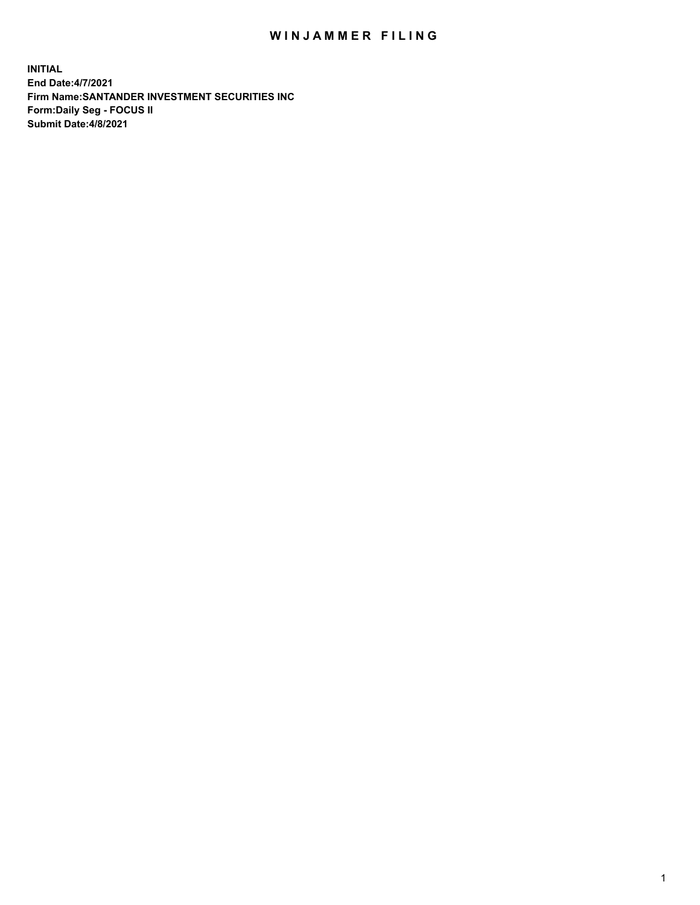# WINJAMMER FILING

**INITIAL**
**End Date:4/7/2021**
**Firm Name:SANTANDER INVESTMENT SECURITIES INC**
**Form:Daily Seg - FOCUS II**
**Submit Date:4/8/2021**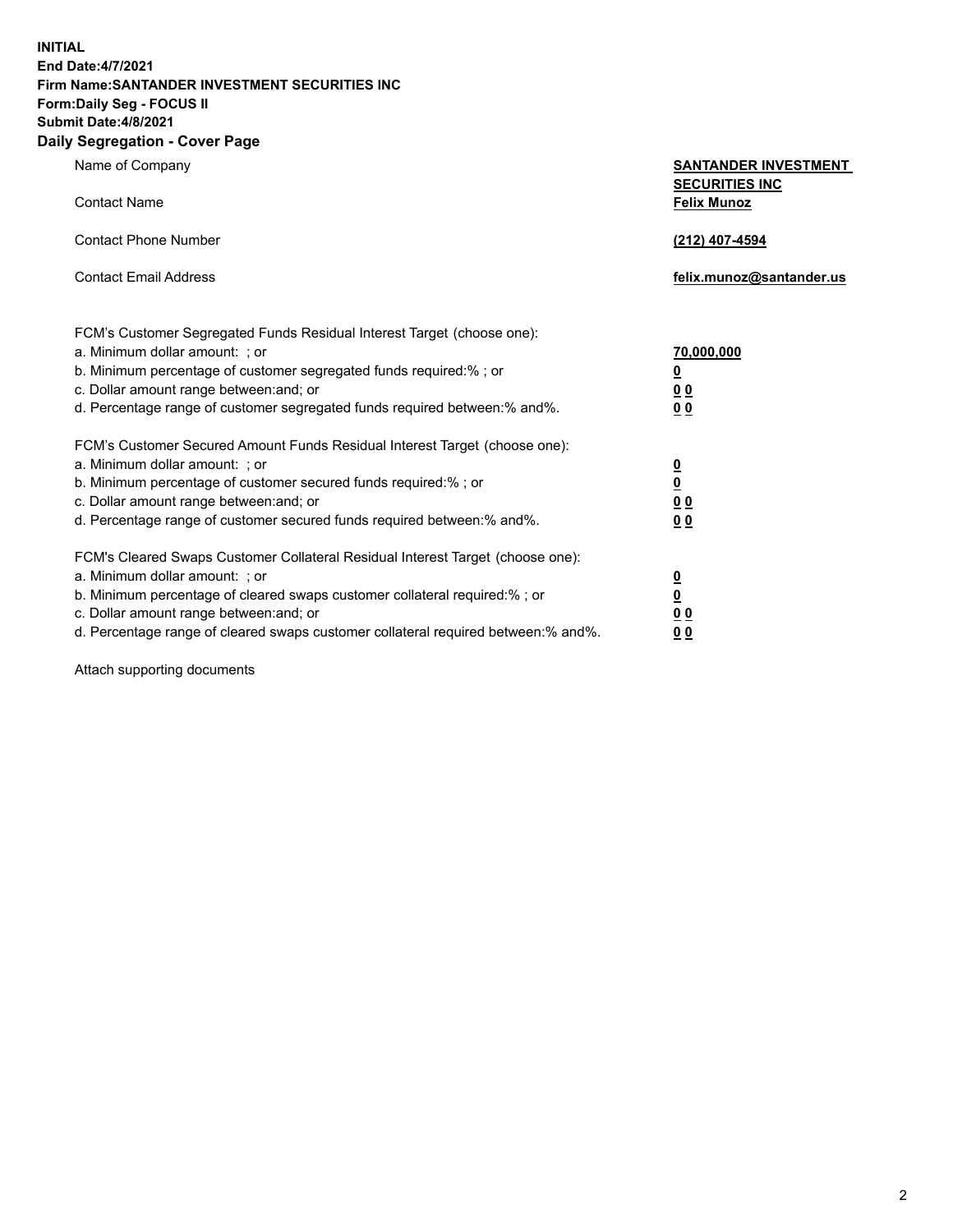**INITIAL**
**End Date:4/7/2021**
**Firm Name:SANTANDER INVESTMENT SECURITIES INC**
**Form:Daily Seg - FOCUS II**
**Submit Date:4/8/2021**

## Daily Segregation - Cover Page

| | |
|---|---|
| Name of Company | **SANTANDER INVESTMENT SECURITIES INC** |
| Contact Name | **Felix Munoz** |
| Contact Phone Number | **(212) 407-4594** |
| Contact Email Address | **felix.munoz@santander.us** |

| | |
|---|---|
| FCM's Customer Segregated Funds Residual Interest Target (choose one): | |
| a. Minimum dollar amount: ; or | **70,000,000** |
| b. Minimum percentage of customer segregated funds required:% ; or | **0** |
| c. Dollar amount range between:and; or | **0 0** |
| d. Percentage range of customer segregated funds required between:% and%. | **0 0** |
| FCM's Customer Secured Amount Funds Residual Interest Target (choose one): | |
| a. Minimum dollar amount: ; or | **0** |
| b. Minimum percentage of customer secured funds required:% ; or | **0** |
| c. Dollar amount range between:and; or | **0 0** |
| d. Percentage range of customer secured funds required between:% and%. | **0 0** |
| FCM's Cleared Swaps Customer Collateral Residual Interest Target (choose one): | |
| a. Minimum dollar amount: ; or | **0** |
| b. Minimum percentage of cleared swaps customer collateral required:% ; or | **0** |
| c. Dollar amount range between:and; or | **0 0** |
| d. Percentage range of cleared swaps customer collateral required between:% and%. | **0 0** |

Attach supporting documents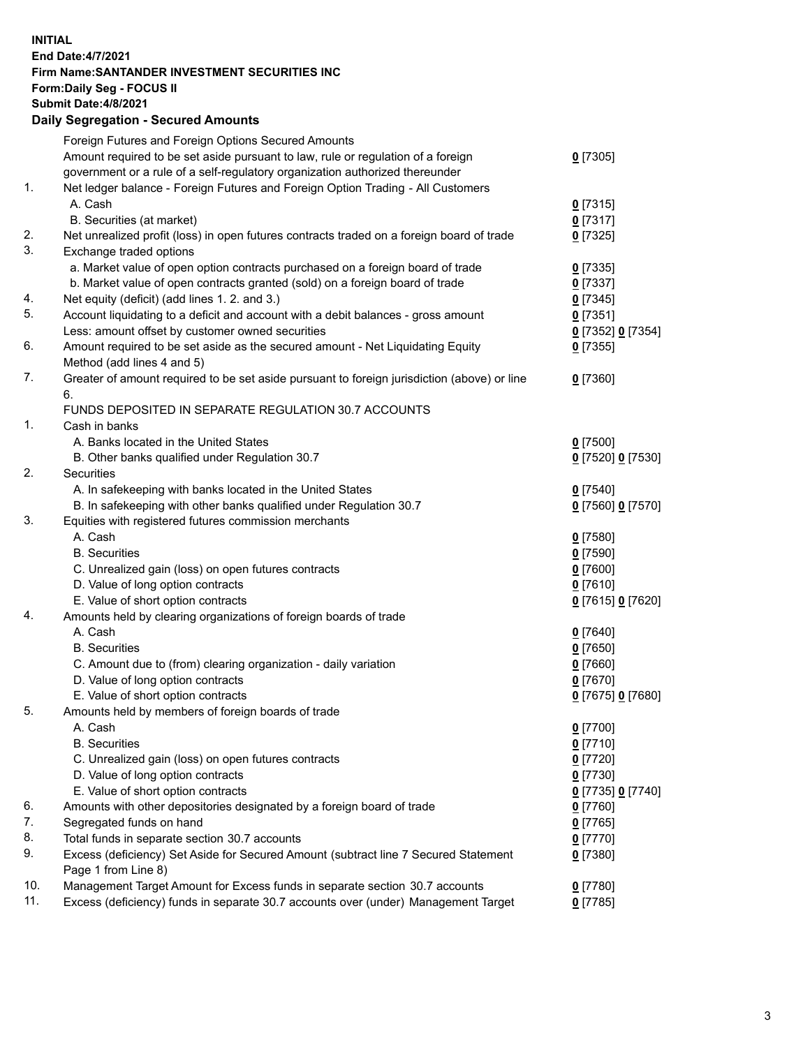**INITIAL**
**End Date:4/7/2021**
**Firm Name:SANTANDER INVESTMENT SECURITIES INC**
**Form:Daily Seg - FOCUS II**
**Submit Date:4/8/2021**

## Daily Segregation - Secured Amounts

| | | |
|---|---|---|
| | Foreign Futures and Foreign Options Secured Amounts | |
| | Amount required to be set aside pursuant to law, rule or regulation of a foreign government or a rule of a self-regulatory organization authorized thereunder | 0 [7305] |
| 1. | Net ledger balance - Foreign Futures and Foreign Option Trading - All Customers | |
| | A. Cash | 0 [7315] |
| | B. Securities (at market) | 0 [7317] |
| 2. | Net unrealized profit (loss) in open futures contracts traded on a foreign board of trade | 0 [7325] |
| 3. | Exchange traded options | |
| | a. Market value of open option contracts purchased on a foreign board of trade | 0 [7335] |
| | b. Market value of open contracts granted (sold) on a foreign board of trade | 0 [7337] |
| 4. | Net equity (deficit) (add lines 1. 2. and 3.) | 0 [7345] |
| 5. | Account liquidating to a deficit and account with a debit balances - gross amount | 0 [7351] |
| | Less: amount offset by customer owned securities | 0 [7352] 0 [7354] |
| 6. | Amount required to be set aside as the secured amount - Net Liquidating Equity Method (add lines 4 and 5) | 0 [7355] |
| 7. | Greater of amount required to be set aside pursuant to foreign jurisdiction (above) or line 6. | 0 [7360] |
| | FUNDS DEPOSITED IN SEPARATE REGULATION 30.7 ACCOUNTS | |
| 1. | Cash in banks | |
| | A. Banks located in the United States | 0 [7500] |
| | B. Other banks qualified under Regulation 30.7 | 0 [7520] 0 [7530] |
| 2. | Securities | |
| | A. In safekeeping with banks located in the United States | 0 [7540] |
| | B. In safekeeping with other banks qualified under Regulation 30.7 | 0 [7560] 0 [7570] |
| 3. | Equities with registered futures commission merchants | |
| | A. Cash | 0 [7580] |
| | B. Securities | 0 [7590] |
| | C. Unrealized gain (loss) on open futures contracts | 0 [7600] |
| | D. Value of long option contracts | 0 [7610] |
| | E. Value of short option contracts | 0 [7615] 0 [7620] |
| 4. | Amounts held by clearing organizations of foreign boards of trade | |
| | A. Cash | 0 [7640] |
| | B. Securities | 0 [7650] |
| | C. Amount due to (from) clearing organization - daily variation | 0 [7660] |
| | D. Value of long option contracts | 0 [7670] |
| | E. Value of short option contracts | 0 [7675] 0 [7680] |
| 5. | Amounts held by members of foreign boards of trade | |
| | A. Cash | 0 [7700] |
| | B. Securities | 0 [7710] |
| | C. Unrealized gain (loss) on open futures contracts | 0 [7720] |
| | D. Value of long option contracts | 0 [7730] |
| | E. Value of short option contracts | 0 [7735] 0 [7740] |
| 6. | Amounts with other depositories designated by a foreign board of trade | 0 [7760] |
| 7. | Segregated funds on hand | 0 [7765] |
| 8. | Total funds in separate section 30.7 accounts | 0 [7770] |
| 9. | Excess (deficiency) Set Aside for Secured Amount (subtract line 7 Secured Statement Page 1 from Line 8) | 0 [7380] |
| 10. | Management Target Amount for Excess funds in separate section 30.7 accounts | 0 [7780] |
| 11. | Excess (deficiency) funds in separate 30.7 accounts over (under) Management Target | 0 [7785] |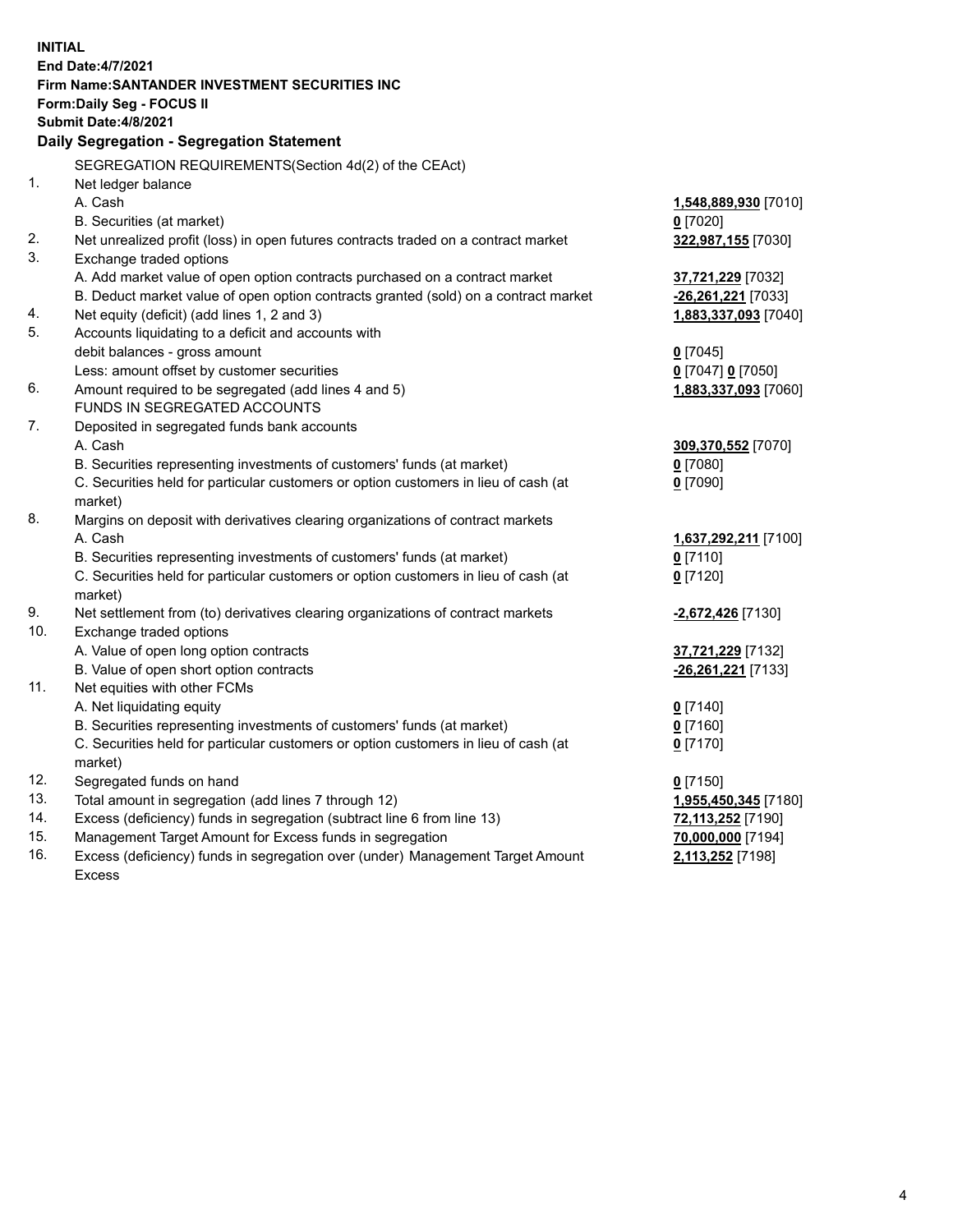**INITIAL**
**End Date:4/7/2021**
**Firm Name:SANTANDER INVESTMENT SECURITIES INC**
**Form:Daily Seg - FOCUS II**
**Submit Date:4/8/2021**

### Daily Segregation - Segregation Statement

SEGREGATION REQUIREMENTS(Section 4d(2) of the CEAct)

| | | |
|---|---|---|
| 1. | Net ledger balance | |
| | A. Cash | **1,548,889,930** [7010] |
| | B. Securities (at market) | **0** [7020] |
| 2. | Net unrealized profit (loss) in open futures contracts traded on a contract market | **322,987,155** [7030] |
| 3. | Exchange traded options | |
| | A. Add market value of open option contracts purchased on a contract market | **37,721,229** [7032] |
| | B. Deduct market value of open option contracts granted (sold) on a contract market | **-26,261,221** [7033] |
| 4. | Net equity (deficit) (add lines 1, 2 and 3) | **1,883,337,093** [7040] |
| 5. | Accounts liquidating to a deficit and accounts with debit balances - gross amount | **0** [7045] |
| | Less: amount offset by customer securities | **0** [7047] **0** [7050] |
| 6. | Amount required to be segregated (add lines 4 and 5) | **1,883,337,093** [7060] |
| | FUNDS IN SEGREGATED ACCOUNTS | |
| 7. | Deposited in segregated funds bank accounts | |
| | A. Cash | **309,370,552** [7070] |
| | B. Securities representing investments of customers' funds (at market) | **0** [7080] |
| | C. Securities held for particular customers or option customers in lieu of cash (at market) | **0** [7090] |
| 8. | Margins on deposit with derivatives clearing organizations of contract markets | |
| | A. Cash | **1,637,292,211** [7100] |
| | B. Securities representing investments of customers' funds (at market) | **0** [7110] |
| | C. Securities held for particular customers or option customers in lieu of cash (at market) | **0** [7120] |
| 9. | Net settlement from (to) derivatives clearing organizations of contract markets | **-2,672,426** [7130] |
| 10. | Exchange traded options | |
| | A. Value of open long option contracts | **37,721,229** [7132] |
| | B. Value of open short option contracts | **-26,261,221** [7133] |
| 11. | Net equities with other FCMs | |
| | A. Net liquidating equity | **0** [7140] |
| | B. Securities representing investments of customers' funds (at market) | **0** [7160] |
| | C. Securities held for particular customers or option customers in lieu of cash (at market) | **0** [7170] |
| 12. | Segregated funds on hand | **0** [7150] |
| 13. | Total amount in segregation (add lines 7 through 12) | **1,955,450,345** [7180] |
| 14. | Excess (deficiency) funds in segregation (subtract line 6 from line 13) | **72,113,252** [7190] |
| 15. | Management Target Amount for Excess funds in segregation | **70,000,000** [7194] |
| 16. | Excess (deficiency) funds in segregation over (under) Management Target Amount Excess | **2,113,252** [7198] |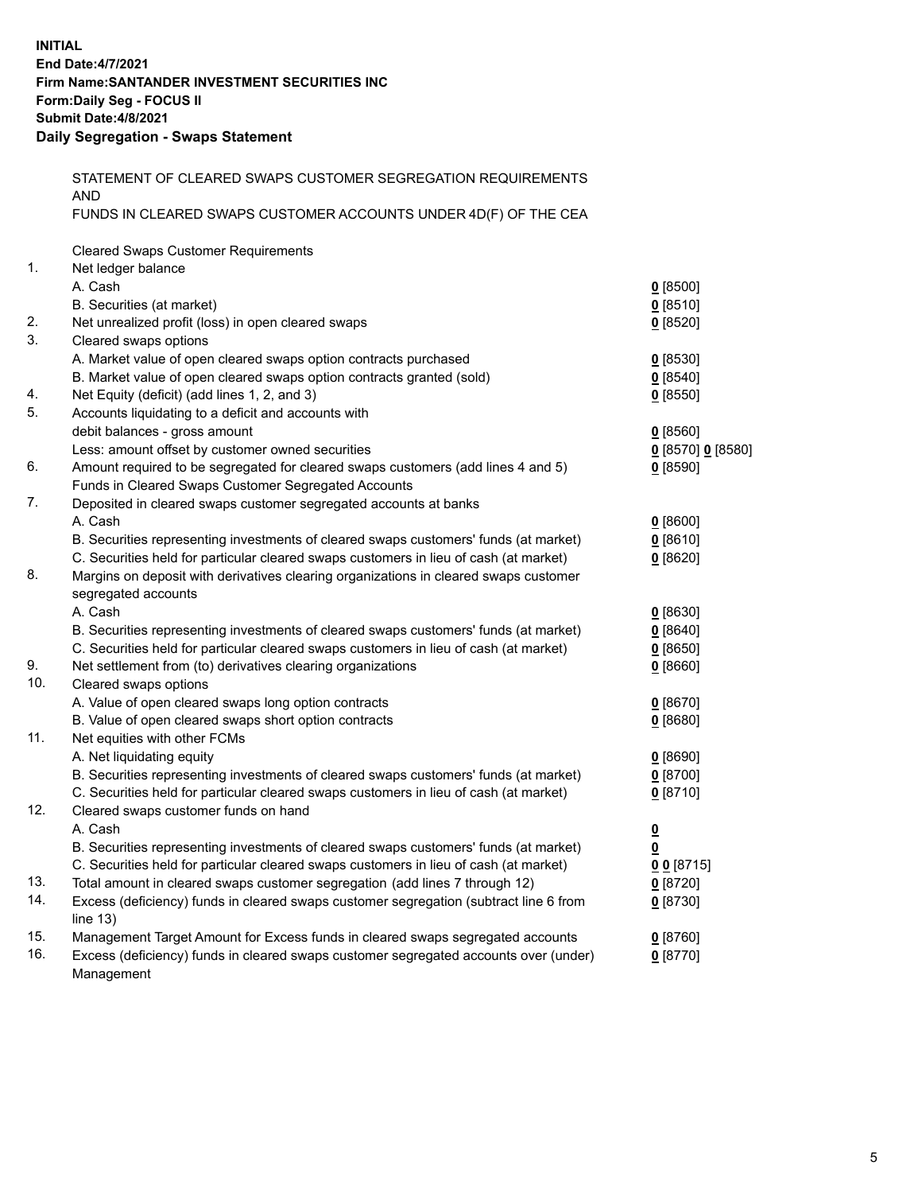**INITIAL**
**End Date:4/7/2021**
**Firm Name:SANTANDER INVESTMENT SECURITIES INC**
**Form:Daily Seg - FOCUS II**
**Submit Date:4/8/2021**
**Daily Segregation - Swaps Statement**

STATEMENT OF CLEARED SWAPS CUSTOMER SEGREGATION REQUIREMENTS AND FUNDS IN CLEARED SWAPS CUSTOMER ACCOUNTS UNDER 4D(F) OF THE CEA

| | | |
|---|---|---|
| | Cleared Swaps Customer Requirements | |
| 1. | Net ledger balance | |
| | A. Cash | 0 [8500] |
| | B. Securities (at market) | 0 [8510] |
| 2. | Net unrealized profit (loss) in open cleared swaps | 0 [8520] |
| 3. | Cleared swaps options | |
| | A. Market value of open cleared swaps option contracts purchased | 0 [8530] |
| | B. Market value of open cleared swaps option contracts granted (sold) | 0 [8540] |
| 4. | Net Equity (deficit) (add lines 1, 2, and 3) | 0 [8550] |
| 5. | Accounts liquidating to a deficit and accounts with debit balances - gross amount | 0 [8560] |
| | Less: amount offset by customer owned securities | 0 [8570] 0 [8580] |
| 6. | Amount required to be segregated for cleared swaps customers (add lines 4 and 5) | 0 [8590] |
| | Funds in Cleared Swaps Customer Segregated Accounts | |
| 7. | Deposited in cleared swaps customer segregated accounts at banks | |
| | A. Cash | 0 [8600] |
| | B. Securities representing investments of cleared swaps customers' funds (at market) | 0 [8610] |
| | C. Securities held for particular cleared swaps customers in lieu of cash (at market) | 0 [8620] |
| 8. | Margins on deposit with derivatives clearing organizations in cleared swaps customer segregated accounts | |
| | A. Cash | 0 [8630] |
| | B. Securities representing investments of cleared swaps customers' funds (at market) | 0 [8640] |
| | C. Securities held for particular cleared swaps customers in lieu of cash (at market) | 0 [8650] |
| 9. | Net settlement from (to) derivatives clearing organizations | 0 [8660] |
| 10. | Cleared swaps options | |
| | A. Value of open cleared swaps long option contracts | 0 [8670] |
| | B. Value of open cleared swaps short option contracts | 0 [8680] |
| 11. | Net equities with other FCMs | |
| | A. Net liquidating equity | 0 [8690] |
| | B. Securities representing investments of cleared swaps customers' funds (at market) | 0 [8700] |
| | C. Securities held for particular cleared swaps customers in lieu of cash (at market) | 0 [8710] |
| 12. | Cleared swaps customer funds on hand | |
| | A. Cash | 0 |
| | B. Securities representing investments of cleared swaps customers' funds (at market) | 0 |
| | C. Securities held for particular cleared swaps customers in lieu of cash (at market) | 0 0 [8715] |
| 13. | Total amount in cleared swaps customer segregation (add lines 7 through 12) | 0 [8720] |
| 14. | Excess (deficiency) funds in cleared swaps customer segregation (subtract line 6 from line 13) | 0 [8730] |
| 15. | Management Target Amount for Excess funds in cleared swaps segregated accounts | 0 [8760] |
| 16. | Excess (deficiency) funds in cleared swaps customer segregated accounts over (under) Management | 0 [8770] |